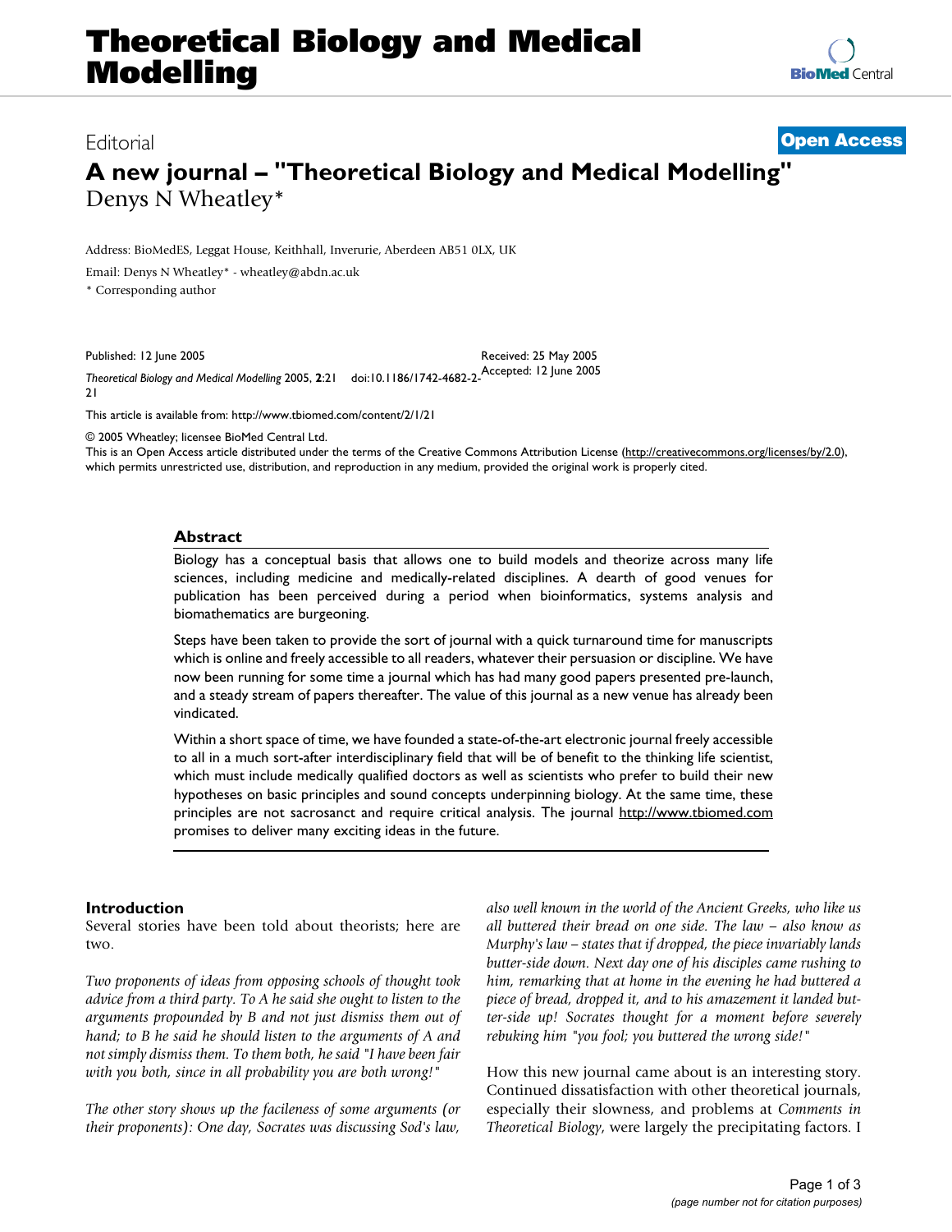# Theoretical Biology and Medical Modelling

Editorial

**Open Access**

# A new journal – "Theoretical Biology and Medical Modelling"

Denys N Wheatley*

Address: BioMedES, Leggat House, Keithhall, Inverurie, Aberdeen AB51 0LX, UK

Email: Denys N Wheatley* - wheatley@abdn.ac.uk

* Corresponding author

Published: 12 June 2005

Received: 25 May 2005

Accepted: 12 June 2005

*Theoretical Biology and Medical Modelling* 2005, **2**:21 doi:10.1186/1742-4682-2-21

This article is available from: http://www.tbiomed.com/content/2/1/21

© 2005 Wheatley; licensee BioMed Central Ltd.

This is an Open Access article distributed under the terms of the Creative Commons Attribution License (http://creativecommons.org/licenses/by/2.0), which permits unrestricted use, distribution, and reproduction in any medium, provided the original work is properly cited.

## Abstract

Biology has a conceptual basis that allows one to build models and theorize across many life sciences, including medicine and medically-related disciplines. A dearth of good venues for publication has been perceived during a period when bioinformatics, systems analysis and biomathematics are burgeoning.

Steps have been taken to provide the sort of journal with a quick turnaround time for manuscripts which is online and freely accessible to all readers, whatever their persuasion or discipline. We have now been running for some time a journal which has had many good papers presented pre-launch, and a steady stream of papers thereafter. The value of this journal as a new venue has already been vindicated.

Within a short space of time, we have founded a state-of-the-art electronic journal freely accessible to all in a much sort-after interdisciplinary field that will be of benefit to the thinking life scientist, which must include medically qualified doctors as well as scientists who prefer to build their new hypotheses on basic principles and sound concepts underpinning biology. At the same time, these principles are not sacrosanct and require critical analysis. The journal http://www.tbiomed.com promises to deliver many exciting ideas in the future.

## Introduction

Several stories have been told about theorists; here are two.

*Two proponents of ideas from opposing schools of thought took advice from a third party. To A he said she ought to listen to the arguments propounded by B and not just dismiss them out of hand; to B he said he should listen to the arguments of A and not simply dismiss them. To them both, he said "I have been fair with you both, since in all probability you are both wrong!"*

*The other story shows up the facileness of some arguments (or their proponents): One day, Socrates was discussing Sod's law, also well known in the world of the Ancient Greeks, who like us all buttered their bread on one side. The law – also know as Murphy's law – states that if dropped, the piece invariably lands butter-side down. Next day one of his disciples came rushing to him, remarking that at home in the evening he had buttered a piece of bread, dropped it, and to his amazement it landed butter-side up! Socrates thought for a moment before severely rebuking him "you fool; you buttered the wrong side!"*

How this new journal came about is an interesting story. Continued dissatisfaction with other theoretical journals, especially their slowness, and problems at *Comments in Theoretical Biology*, were largely the precipitating factors. I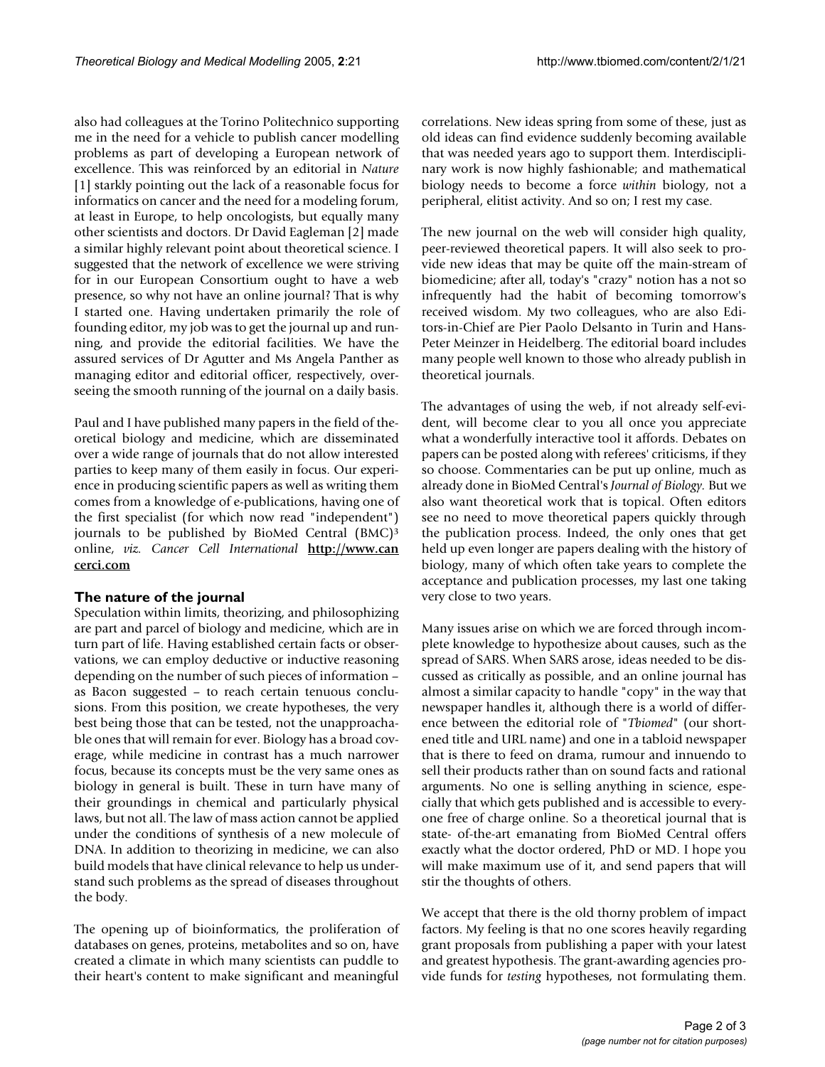also had colleagues at the Torino Politechnico supporting me in the need for a vehicle to publish cancer modelling problems as part of developing a European network of excellence. This was reinforced by an editorial in *Nature* [1] starkly pointing out the lack of a reasonable focus for informatics on cancer and the need for a modeling forum, at least in Europe, to help oncologists, but equally many other scientists and doctors. Dr David Eagleman [2] made a similar highly relevant point about theoretical science. I suggested that the network of excellence we were striving for in our European Consortium ought to have a web presence, so why not have an online journal? That is why I started one. Having undertaken primarily the role of founding editor, my job was to get the journal up and running, and provide the editorial facilities. We have the assured services of Dr Agutter and Ms Angela Panther as managing editor and editorial officer, respectively, overseeing the smooth running of the journal on a daily basis.

Paul and I have published many papers in the field of theoretical biology and medicine, which are disseminated over a wide range of journals that do not allow interested parties to keep many of them easily in focus. Our experience in producing scientific papers as well as writing them comes from a knowledge of e-publications, having one of the first specialist (for which now read "independent") journals to be published by BioMed Central (BMC)[3] online, *viz. Cancer Cell International* **http://www.cancerci.com**

## The nature of the journal

Speculation within limits, theorizing, and philosophizing are part and parcel of biology and medicine, which are in turn part of life. Having established certain facts or observations, we can employ deductive or inductive reasoning depending on the number of such pieces of information – as Bacon suggested – to reach certain tenuous conclusions. From this position, we create hypotheses, the very best being those that can be tested, not the unapproachable ones that will remain for ever. Biology has a broad coverage, while medicine in contrast has a much narrower focus, because its concepts must be the very same ones as biology in general is built. These in turn have many of their groundings in chemical and particularly physical laws, but not all. The law of mass action cannot be applied under the conditions of synthesis of a new molecule of DNA. In addition to theorizing in medicine, we can also build models that have clinical relevance to help us understand such problems as the spread of diseases throughout the body.

The opening up of bioinformatics, the proliferation of databases on genes, proteins, metabolites and so on, have created a climate in which many scientists can puddle to their heart's content to make significant and meaningful correlations. New ideas spring from some of these, just as old ideas can find evidence suddenly becoming available that was needed years ago to support them. Interdisciplinary work is now highly fashionable; and mathematical biology needs to become a force *within* biology, not a peripheral, elitist activity. And so on; I rest my case.

The new journal on the web will consider high quality, peer-reviewed theoretical papers. It will also seek to provide new ideas that may be quite off the main-stream of biomedicine; after all, today's "crazy" notion has a not so infrequently had the habit of becoming tomorrow's received wisdom. My two colleagues, who are also Editors-in-Chief are Pier Paolo Delsanto in Turin and Hans-Peter Meinzer in Heidelberg. The editorial board includes many people well known to those who already publish in theoretical journals.

The advantages of using the web, if not already self-evident, will become clear to you all once you appreciate what a wonderfully interactive tool it affords. Debates on papers can be posted along with referees' criticisms, if they so choose. Commentaries can be put up online, much as already done in BioMed Central's *Journal of Biology*. But we also want theoretical work that is topical. Often editors see no need to move theoretical papers quickly through the publication process. Indeed, the only ones that get held up even longer are papers dealing with the history of biology, many of which often take years to complete the acceptance and publication processes, my last one taking very close to two years.

Many issues arise on which we are forced through incomplete knowledge to hypothesize about causes, such as the spread of SARS. When SARS arose, ideas needed to be discussed as critically as possible, and an online journal has almost a similar capacity to handle "copy" in the way that newspaper handles it, although there is a world of difference between the editorial role of "*Tbiomed*" (our shortened title and URL name) and one in a tabloid newspaper that is there to feed on drama, rumour and innuendo to sell their products rather than on sound facts and rational arguments. No one is selling anything in science, especially that which gets published and is accessible to everyone free of charge online. So a theoretical journal that is state- of-the-art emanating from BioMed Central offers exactly what the doctor ordered, PhD or MD. I hope you will make maximum use of it, and send papers that will stir the thoughts of others.

We accept that there is the old thorny problem of impact factors. My feeling is that no one scores heavily regarding grant proposals from publishing a paper with your latest and greatest hypothesis. The grant-awarding agencies provide funds for *testing* hypotheses, not formulating them.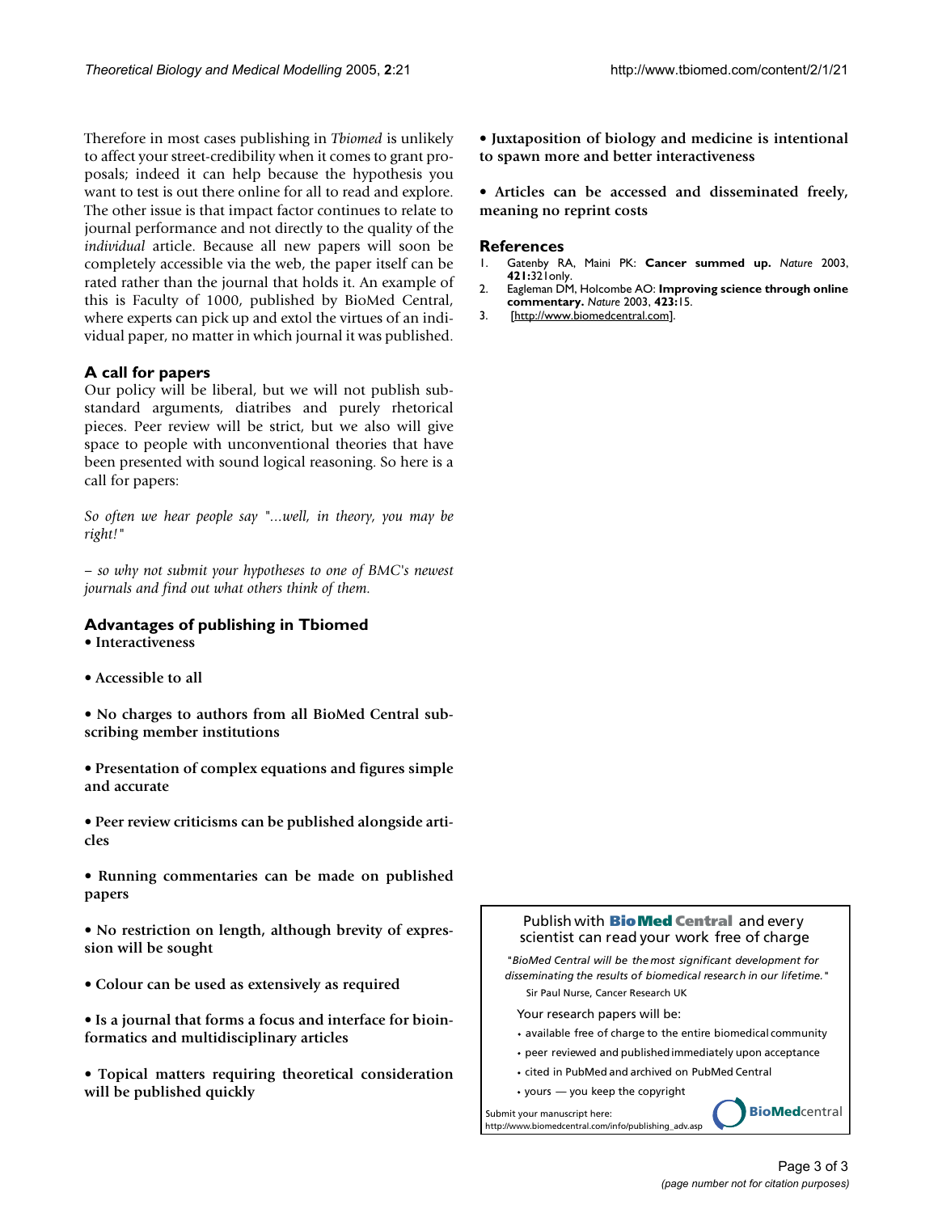Therefore in most cases publishing in *Tbiomed* is unlikely to affect your street-credibility when it comes to grant proposals; indeed it can help because the hypothesis you want to test is out there online for all to read and explore. The other issue is that impact factor continues to relate to journal performance and not directly to the quality of the *individual* article. Because all new papers will soon be completely accessible via the web, the paper itself can be rated rather than the journal that holds it. An example of this is Faculty of 1000, published by BioMed Central, where experts can pick up and extol the virtues of an individual paper, no matter in which journal it was published.

## A call for papers

Our policy will be liberal, but we will not publish substandard arguments, diatribes and purely rhetorical pieces. Peer review will be strict, but we also will give space to people with unconventional theories that have been presented with sound logical reasoning. So here is a call for papers:

*So often we hear people say "...well, in theory, you may be right!"*

*– so why not submit your hypotheses to one of BMC's newest journals and find out what others think of them.*

## Advantages of publishing in Tbiomed

- **Interactiveness**
- **Accessible to all**
- **No charges to authors from all BioMed Central subscribing member institutions**
- **Presentation of complex equations and figures simple and accurate**
- **Peer review criticisms can be published alongside articles**
- **Running commentaries can be made on published papers**
- **No restriction on length, although brevity of expression will be sought**
- **Colour can be used as extensively as required**
- **Is a journal that forms a focus and interface for bioinformatics and multidisciplinary articles**
- **Topical matters requiring theoretical consideration will be published quickly**
- **Juxtaposition of biology and medicine is intentional to spawn more and better interactiveness**
- **Articles can be accessed and disseminated freely, meaning no reprint costs**

## References

1. Gatenby RA, Maini PK: **Cancer summed up.** *Nature* 2003, **421:**321only.
2. Eagleman DM, Holcombe AO: **Improving science through online commentary.** *Nature* 2003, **423:**15.
3. [http://www.biomedcentral.com].

Publish with **BioMed Central** and every scientist can read your work free of charge

*"BioMed Central will be the most significant development for disseminating the results of biomedical research in our lifetime."*
Sir Paul Nurse, Cancer Research UK

Your research papers will be:

- available free of charge to the entire biomedical community
- peer reviewed and published immediately upon acceptance
- cited in PubMed and archived on PubMed Central
- yours — you keep the copyright

Submit your manuscript here:
http://www.biomedcentral.com/info/publishing_adv.asp

**BioMed**central